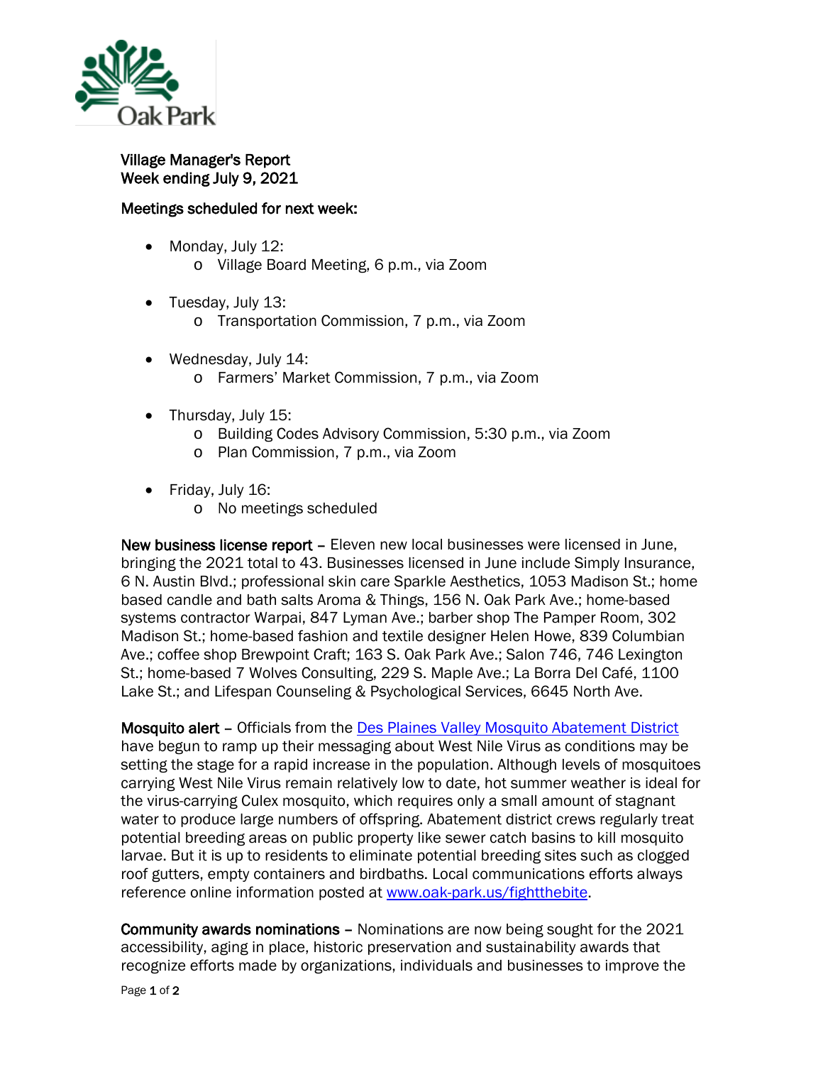Village Manager's Report
Week ending July 9, 2021

Meetings scheduled for next week:

- Monday, July 12:
  - Village Board Meeting, 6 p.m., via Zoom
- Tuesday, July 13:
  - Transportation Commission, 7 p.m., via Zoom
- Wednesday, July 14:
  - Farmers' Market Commission, 7 p.m., via Zoom
- Thursday, July 15:
  - Building Codes Advisory Commission, 5:30 p.m., via Zoom
  - Plan Commission, 7 p.m., via Zoom
- Friday, July 16:
  - No meetings scheduled

**New business license report** – Eleven new local businesses were licensed in June, bringing the 2021 total to 43. Businesses licensed in June include Simply Insurance, 6 N. Austin Blvd.; professional skin care Sparkle Aesthetics, 1053 Madison St.; home based candle and bath salts Aroma & Things, 156 N. Oak Park Ave.; home-based systems contractor Warpai, 847 Lyman Ave.; barber shop The Pamper Room, 302 Madison St.; home-based fashion and textile designer Helen Howe, 839 Columbian Ave.; coffee shop Brewpoint Craft; 163 S. Oak Park Ave.; Salon 746, 746 Lexington St.; home-based 7 Wolves Consulting, 229 S. Maple Ave.; La Borra Del Café, 1100 Lake St.; and Lifespan Counseling & Psychological Services, 6645 North Ave.

**Mosquito alert** – Officials from the Des Plaines Valley Mosquito Abatement District have begun to ramp up their messaging about West Nile Virus as conditions may be setting the stage for a rapid increase in the population. Although levels of mosquitoes carrying West Nile Virus remain relatively low to date, hot summer weather is ideal for the virus-carrying Culex mosquito, which requires only a small amount of stagnant water to produce large numbers of offspring. Abatement district crews regularly treat potential breeding areas on public property like sewer catch basins to kill mosquito larvae. But it is up to residents to eliminate potential breeding sites such as clogged roof gutters, empty containers and birdbaths. Local communications efforts always reference online information posted at www.oak-park.us/fightthebite.

**Community awards nominations** – Nominations are now being sought for the 2021 accessibility, aging in place, historic preservation and sustainability awards that recognize efforts made by organizations, individuals and businesses to improve the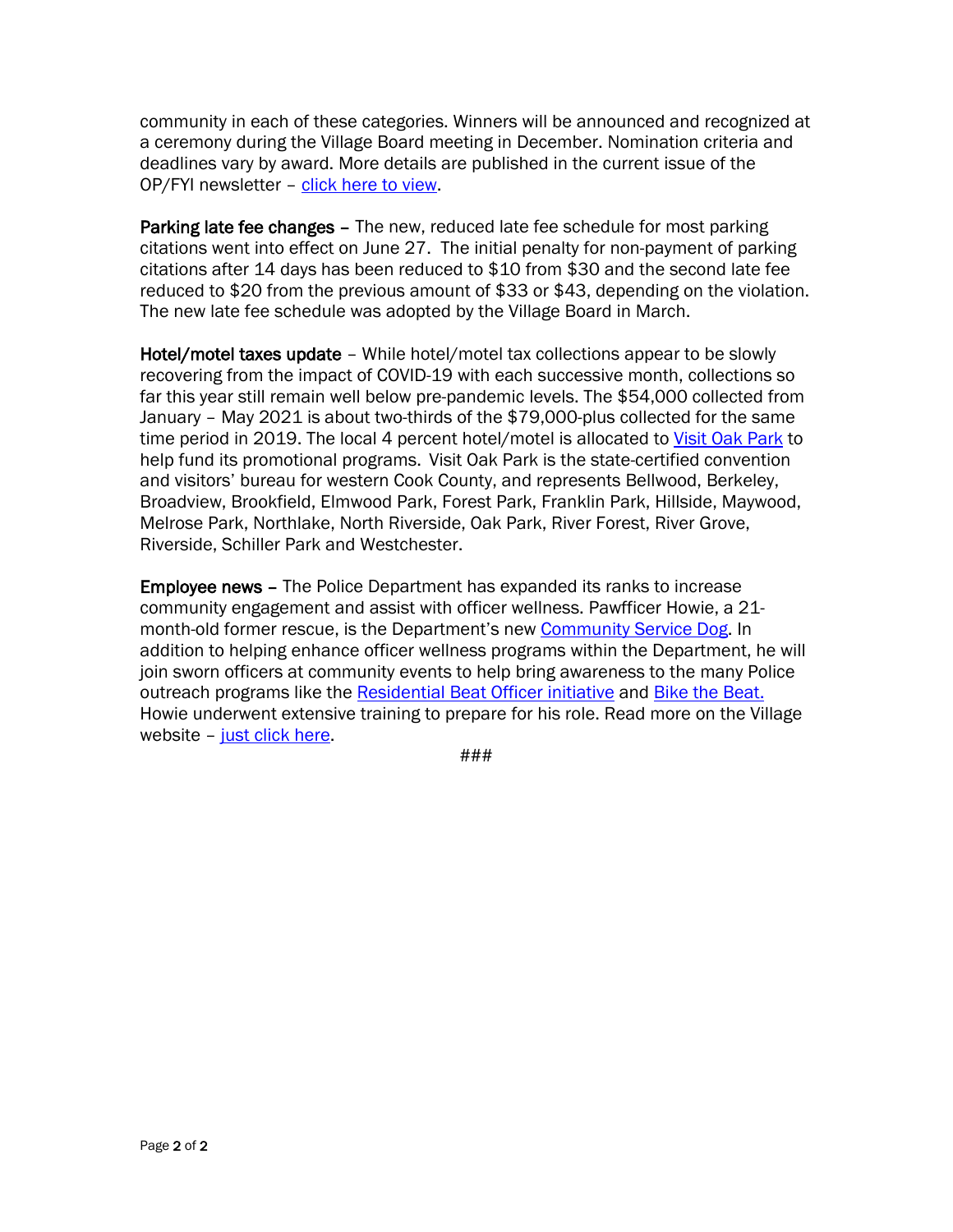community in each of these categories. Winners will be announced and recognized at a ceremony during the Village Board meeting in December. Nomination criteria and deadlines vary by award. More details are published in the current issue of the OP/FYI newsletter – click here to view.

**Parking late fee changes** – The new, reduced late fee schedule for most parking citations went into effect on June 27. The initial penalty for non-payment of parking citations after 14 days has been reduced to $10 from $30 and the second late fee reduced to $20 from the previous amount of $33 or $43, depending on the violation. The new late fee schedule was adopted by the Village Board in March.

**Hotel/motel taxes update** – While hotel/motel tax collections appear to be slowly recovering from the impact of COVID-19 with each successive month, collections so far this year still remain well below pre-pandemic levels. The $54,000 collected from January – May 2021 is about two-thirds of the $79,000-plus collected for the same time period in 2019. The local 4 percent hotel/motel is allocated to Visit Oak Park to help fund its promotional programs. Visit Oak Park is the state-certified convention and visitors' bureau for western Cook County, and represents Bellwood, Berkeley, Broadview, Brookfield, Elmwood Park, Forest Park, Franklin Park, Hillside, Maywood, Melrose Park, Northlake, North Riverside, Oak Park, River Forest, River Grove, Riverside, Schiller Park and Westchester.

**Employee news** – The Police Department has expanded its ranks to increase community engagement and assist with officer wellness. Pawfficer Howie, a 21-month-old former rescue, is the Department's new Community Service Dog. In addition to helping enhance officer wellness programs within the Department, he will join sworn officers at community events to help bring awareness to the many Police outreach programs like the Residential Beat Officer initiative and Bike the Beat. Howie underwent extensive training to prepare for his role. Read more on the Village website – just click here.

###